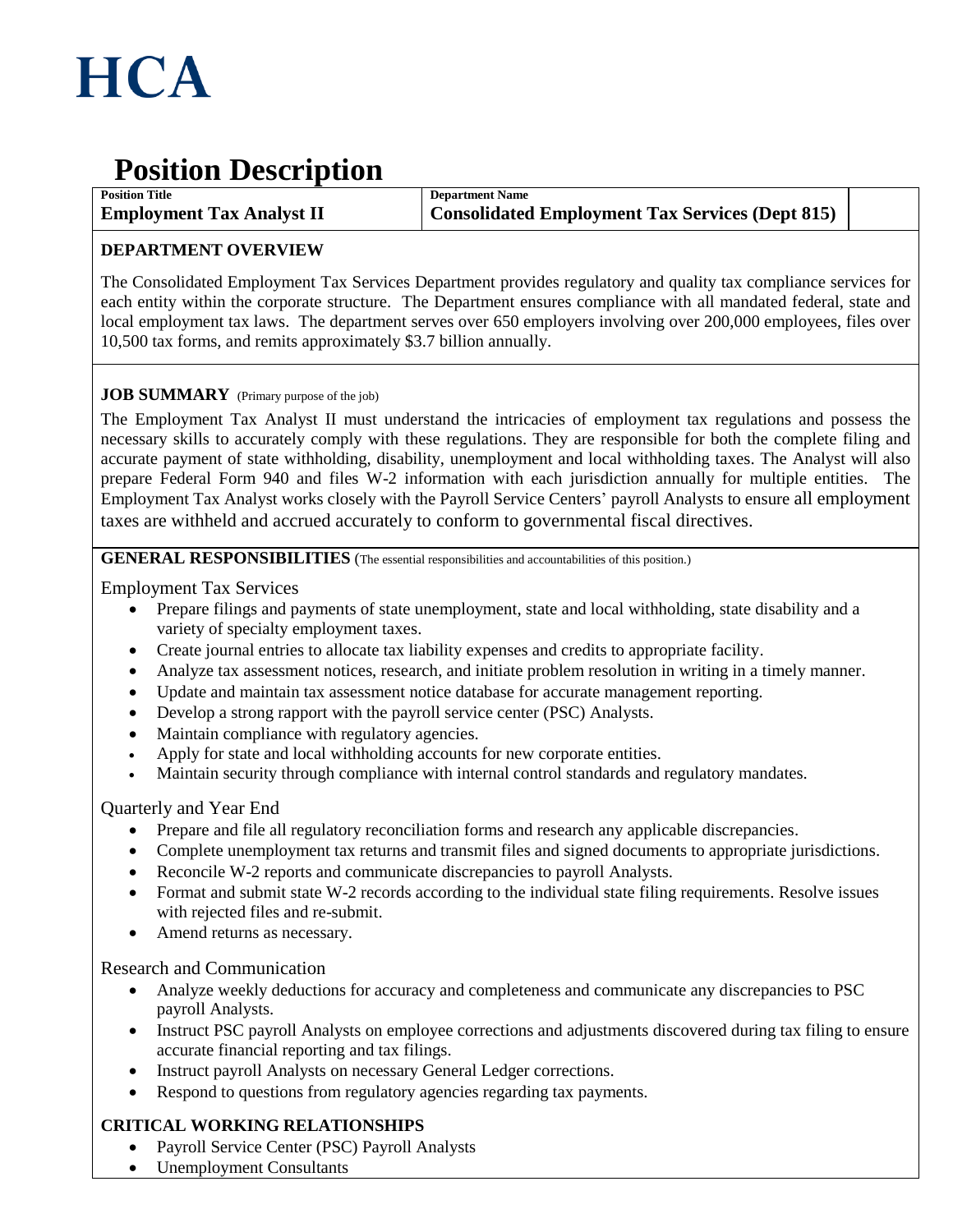# HCA

# Position Description

| Position Title | Department Name | |
| --- | --- | --- |
| **Employment Tax Analyst II** | **Consolidated Employment Tax Services (Dept 815)** | |

## DEPARTMENT OVERVIEW

The Consolidated Employment Tax Services Department provides regulatory and quality tax compliance services for each entity within the corporate structure. The Department ensures compliance with all mandated federal, state and local employment tax laws. The department serves over 650 employers involving over 200,000 employees, files over 10,500 tax forms, and remits approximately $3.7 billion annually.

## JOB SUMMARY (Primary purpose of the job)

The Employment Tax Analyst II must understand the intricacies of employment tax regulations and possess the necessary skills to accurately comply with these regulations. They are responsible for both the complete filing and accurate payment of state withholding, disability, unemployment and local withholding taxes. The Analyst will also prepare Federal Form 940 and files W-2 information with each jurisdiction annually for multiple entities. The Employment Tax Analyst works closely with the Payroll Service Centers' payroll Analysts to ensure all employment taxes are withheld and accrued accurately to conform to governmental fiscal directives.

## GENERAL RESPONSIBILITIES (The essential responsibilities and accountabilities of this position.)

Employment Tax Services

- Prepare filings and payments of state unemployment, state and local withholding, state disability and a variety of specialty employment taxes.
- Create journal entries to allocate tax liability expenses and credits to appropriate facility.
- Analyze tax assessment notices, research, and initiate problem resolution in writing in a timely manner.
- Update and maintain tax assessment notice database for accurate management reporting.
- Develop a strong rapport with the payroll service center (PSC) Analysts.
- Maintain compliance with regulatory agencies.
- Apply for state and local withholding accounts for new corporate entities.
- Maintain security through compliance with internal control standards and regulatory mandates.

Quarterly and Year End

- Prepare and file all regulatory reconciliation forms and research any applicable discrepancies.
- Complete unemployment tax returns and transmit files and signed documents to appropriate jurisdictions.
- Reconcile W-2 reports and communicate discrepancies to payroll Analysts.
- Format and submit state W-2 records according to the individual state filing requirements. Resolve issues with rejected files and re-submit.
- Amend returns as necessary.

Research and Communication

- Analyze weekly deductions for accuracy and completeness and communicate any discrepancies to PSC payroll Analysts.
- Instruct PSC payroll Analysts on employee corrections and adjustments discovered during tax filing to ensure accurate financial reporting and tax filings.
- Instruct payroll Analysts on necessary General Ledger corrections.
- Respond to questions from regulatory agencies regarding tax payments.

## CRITICAL WORKING RELATIONSHIPS

- Payroll Service Center (PSC) Payroll Analysts
- Unemployment Consultants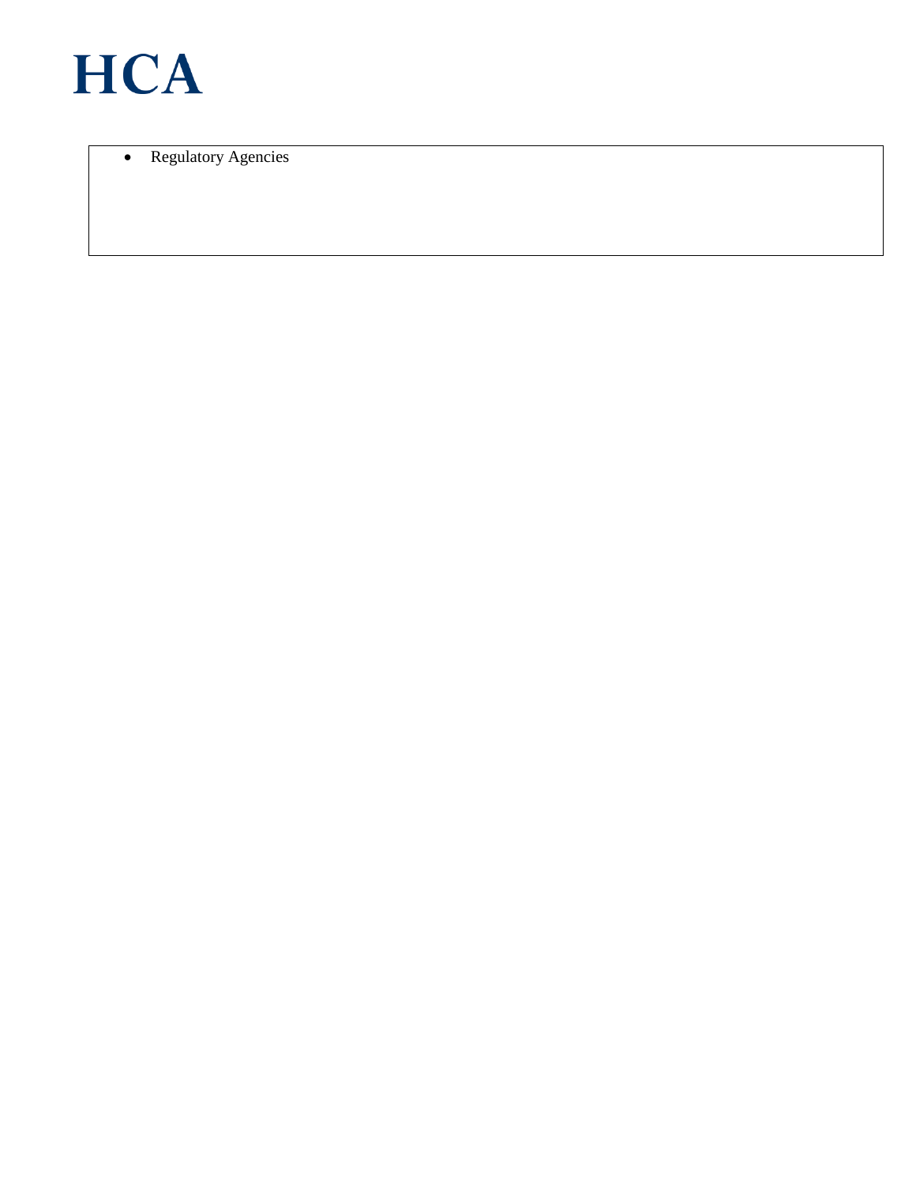- Regulatory Agencies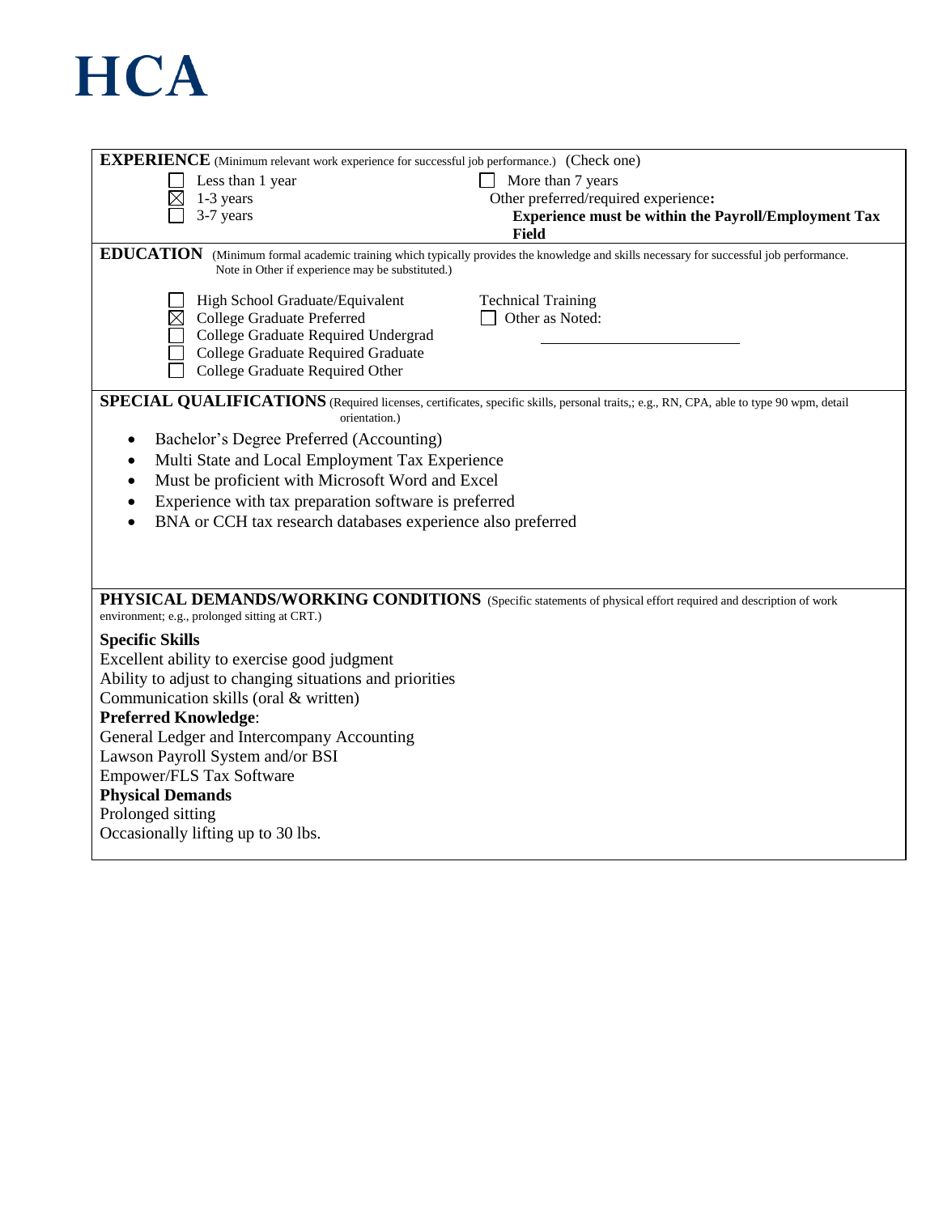# HCA

**EXPERIENCE** (Minimum relevant work experience for successful job performance.) (Check one)

- ☐ Less than 1 year
- ☒ 1-3 years
- ☐ 3-7 years
- ☐ More than 7 years

Other preferred/required experience**:**

**Experience must be within the Payroll/Employment Tax Field**

**EDUCATION** (Minimum formal academic training which typically provides the knowledge and skills necessary for successful job performance. Note in Other if experience may be substituted.)

- ☐ High School Graduate/Equivalent
- ☒ College Graduate Preferred
- ☐ College Graduate Required Undergrad
- ☐ College Graduate Required Graduate
- ☐ College Graduate Required Other

Technical Training

- ☐ Other as Noted: ______________________

**SPECIAL QUALIFICATIONS** (Required licenses, certificates, specific skills, personal traits,; e.g., RN, CPA, able to type 90 wpm, detail orientation.)

- Bachelor's Degree Preferred (Accounting)
- Multi State and Local Employment Tax Experience
- Must be proficient with Microsoft Word and Excel
- Experience with tax preparation software is preferred
- BNA or CCH tax research databases experience also preferred

**PHYSICAL DEMANDS/WORKING CONDITIONS** (Specific statements of physical effort required and description of work environment; e.g., prolonged sitting at CRT.)

**Specific Skills**

Excellent ability to exercise good judgment
Ability to adjust to changing situations and priorities
Communication skills (oral & written)

**Preferred Knowledge**:

General Ledger and Intercompany Accounting
Lawson Payroll System and/or BSI
Empower/FLS Tax Software

**Physical Demands**

Prolonged sitting
Occasionally lifting up to 30 lbs.